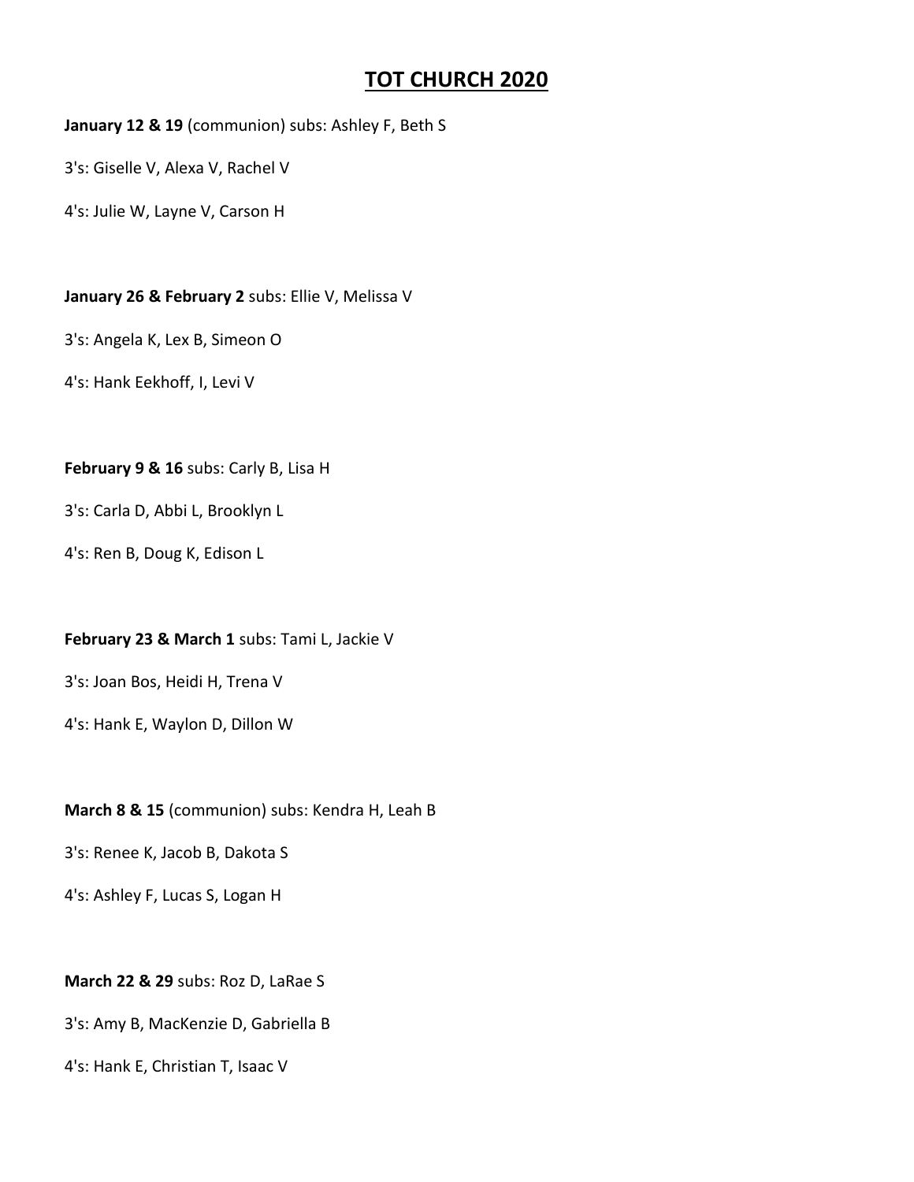# TOT CHURCH 2020

**January 12 & 19** (communion) subs: Ashley F, Beth S

3's: Giselle V, Alexa V, Rachel V

4's: Julie W, Layne V, Carson H

**January 26 & February 2** subs: Ellie V, Melissa V

3's: Angela K, Lex B, Simeon O

4's: Hank Eekhoff, I, Levi V

**February 9 & 16** subs: Carly B, Lisa H

3's: Carla D, Abbi L, Brooklyn L

4's: Ren B, Doug K, Edison L

**February 23 & March 1** subs: Tami L, Jackie V

3's: Joan Bos, Heidi H, Trena V

4's: Hank E, Waylon D, Dillon W

**March 8 & 15** (communion) subs: Kendra H, Leah B

3's: Renee K, Jacob B, Dakota S

4's: Ashley F, Lucas S, Logan H

**March 22 & 29** subs: Roz D, LaRae S

3's: Amy B, MacKenzie D, Gabriella B

4's: Hank E, Christian T, Isaac V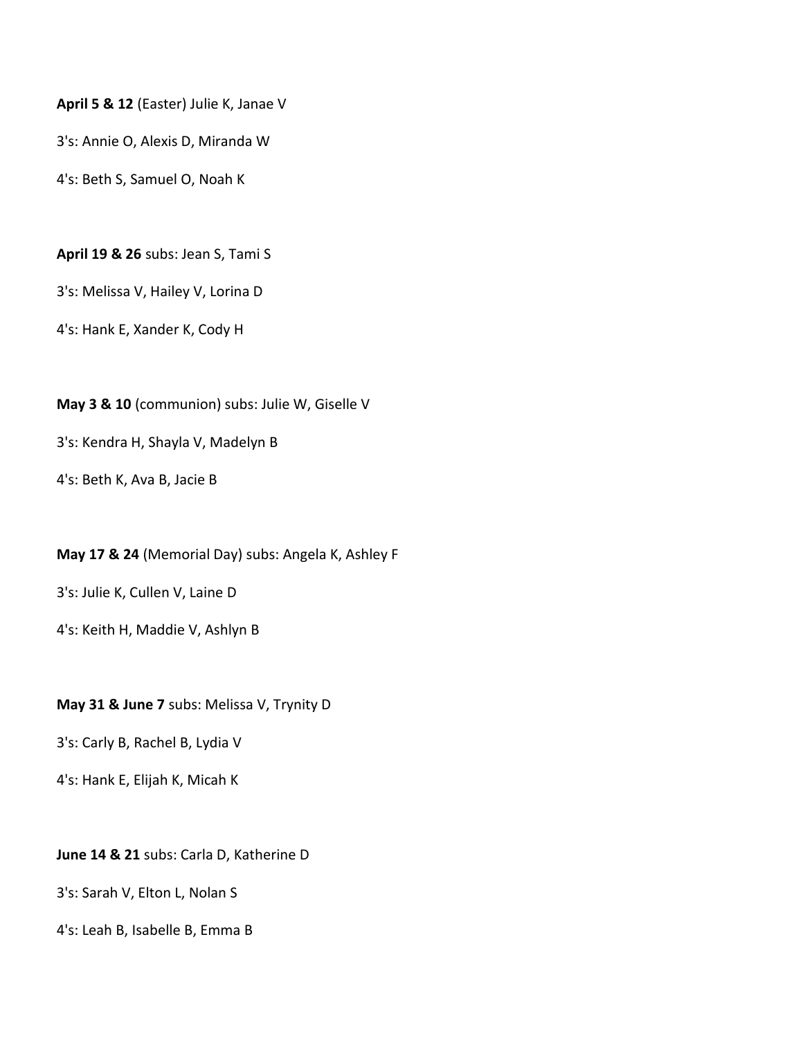**April 5 & 12** (Easter) Julie K, Janae V

3's: Annie O, Alexis D, Miranda W

4's: Beth S, Samuel O, Noah K

**April 19 & 26** subs: Jean S, Tami S

3's: Melissa V, Hailey V, Lorina D

4's: Hank E, Xander K, Cody H

**May 3 & 10** (communion) subs: Julie W, Giselle V

3's: Kendra H, Shayla V, Madelyn B

4's: Beth K, Ava B, Jacie B

**May 17 & 24** (Memorial Day) subs: Angela K, Ashley F

3's: Julie K, Cullen V, Laine D

4's: Keith H, Maddie V, Ashlyn B

**May 31 & June 7** subs: Melissa V, Trynity D

3's: Carly B, Rachel B, Lydia V

4's: Hank E, Elijah K, Micah K

**June 14 & 21** subs: Carla D, Katherine D

3's: Sarah V, Elton L, Nolan S

4's: Leah B, Isabelle B, Emma B